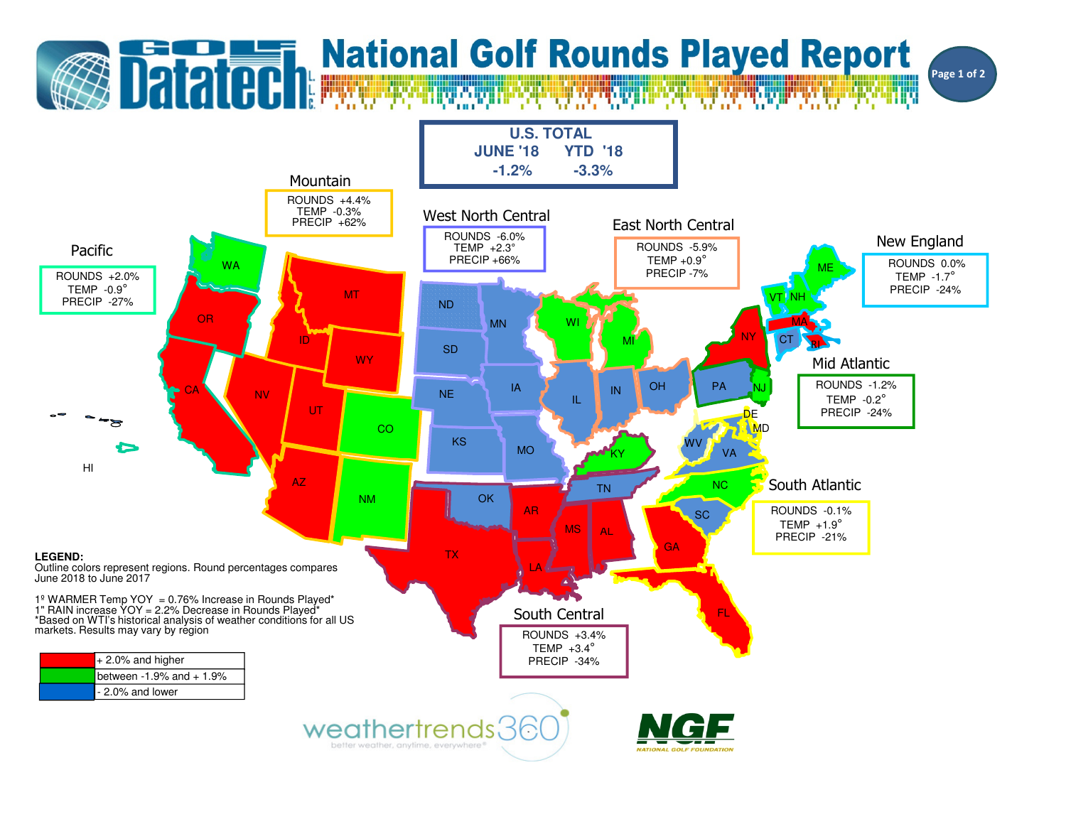# National Golf Rounds Played Report

Golf Datatech L.L.C.

## U.S. TOTAL

| JUNE '18 | YTD '18 |
| --- | --- |
| -1.2% | -3.3% |

## Regional Results

| Region | ROUNDS | TEMP | PRECIP |
| --- | --- | --- | --- |
| Pacific | +2.0% | -0.9° | -27% |
| Mountain | +4.4% | -0.3% | +62% |
| West North Central | -6.0% | +2.3° | +66% |
| East North Central | -5.9% | +0.9° | -7% |
| New England | 0.0% | -1.7° | -24% |
| Mid Atlantic | -1.2% | -0.2° | -24% |
| South Atlantic | -0.1% | +1.9° | -21% |
| South Central | +3.4% | +3.4° | -34% |

**LEGEND:**
Outline colors represent regions. Round percentages compares June 2018 to June 2017

1º WARMER Temp YOY = 0.76% Increase in Rounds Played*
1" RAIN increase YOY = 2.2% Decrease in Rounds Played*
*Based on WTI's historical analysis of weather conditions for all US markets. Results may vary by region

| Color | Range |
| --- | --- |
| Red | + 2.0% and higher |
| Green | between -1.9% and + 1.9% |
| Blue | - 2.0% and lower |

weathertrends360 — better weather, anytime, everywhere®

NGF — NATIONAL GOLF FOUNDATION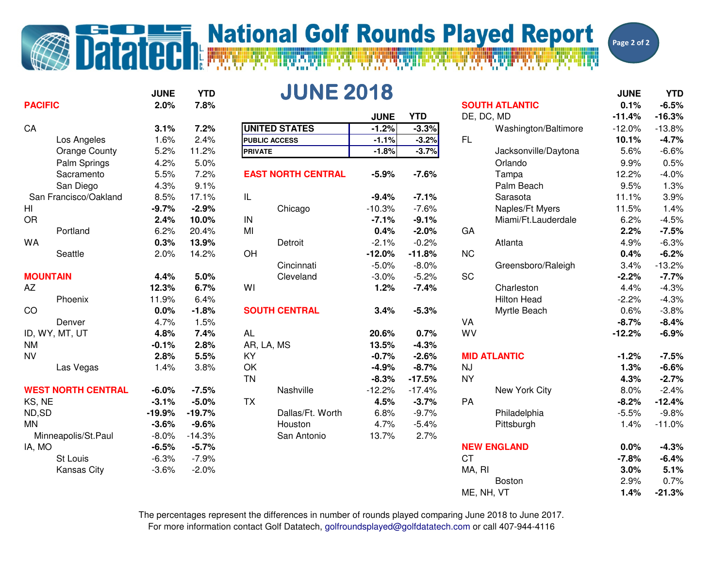# National Golf Rounds Played Report

## JUNE 2018

| | JUNE | YTD |
|---|---|---|
| **UNITED STATES** | **-1.2%** | **-3.3%** |
| **PUBLIC ACCESS** | **-1.1%** | **-3.2%** |
| **PRIVATE** | **-1.8%** | **-3.7%** |

| | JUNE | YTD |
|---|---|---|
| **PACIFIC** | **2.0%** | **7.8%** |
| CA | **3.1%** | **7.2%** |
| Los Angeles | 1.6% | 2.4% |
| Orange County | 5.2% | 11.2% |
| Palm Springs | 4.2% | 5.0% |
| Sacramento | 5.5% | 7.2% |
| San Diego | 4.3% | 9.1% |
| San Francisco/Oakland | 8.5% | 17.1% |
| HI | **-9.7%** | **-2.9%** |
| OR | **2.4%** | **10.0%** |
| Portland | 6.2% | 20.4% |
| WA | **0.3%** | **13.9%** |
| Seattle | 2.0% | 14.2% |
| **MOUNTAIN** | **4.4%** | **5.0%** |
| AZ | **12.3%** | **6.7%** |
| Phoenix | 11.9% | 6.4% |
| CO | **0.0%** | **-1.8%** |
| Denver | 4.7% | 1.5% |
| ID, WY, MT, UT | **4.8%** | **7.4%** |
| NM | **-0.1%** | **2.8%** |
| NV | **2.8%** | **5.5%** |
| Las Vegas | 1.4% | 3.8% |
| **WEST NORTH CENTRAL** | **-6.0%** | **-7.5%** |
| KS, NE | **-3.1%** | **-5.0%** |
| ND,SD | **-19.9%** | **-19.7%** |
| MN | **-3.6%** | **-9.6%** |
| Minneapolis/St.Paul | -8.0% | -14.3% |
| IA, MO | **-6.5%** | **-5.7%** |
| St Louis | -6.3% | -7.9% |
| Kansas City | -3.6% | -2.0% |

| | JUNE | YTD |
|---|---|---|
| **EAST NORTH CENTRAL** | **-5.9%** | **-7.6%** |
| IL | **-9.4%** | **-7.1%** |
| Chicago | -10.3% | -7.6% |
| IN | **-7.1%** | **-9.1%** |
| MI | **0.4%** | **-2.0%** |
| Detroit | -2.1% | -0.2% |
| OH | **-12.0%** | **-11.8%** |
| Cincinnati | -5.0% | -8.0% |
| Cleveland | -3.0% | -5.2% |
| WI | **1.2%** | **-7.4%** |
| **SOUTH CENTRAL** | **3.4%** | **-5.3%** |
| AL | **20.6%** | **0.7%** |
| AR, LA, MS | **13.5%** | **-4.3%** |
| KY | **-0.7%** | **-2.6%** |
| OK | **-4.9%** | **-8.7%** |
| TN | **-8.3%** | **-17.5%** |
| Nashville | -12.2% | -17.4% |
| TX | **4.5%** | **-3.7%** |
| Dallas/Ft. Worth | 6.8% | -9.7% |
| Houston | 4.7% | -5.4% |
| San Antonio | 13.7% | 2.7% |

| | JUNE | YTD |
|---|---|---|
| **SOUTH ATLANTIC** | **0.1%** | **-6.5%** |
| DE, DC, MD | **-11.4%** | **-16.3%** |
| Washington/Baltimore | -12.0% | -13.8% |
| FL | **10.1%** | **-4.7%** |
| Jacksonville/Daytona | 5.6% | -6.6% |
| Orlando | 9.9% | 0.5% |
| Tampa | 12.2% | -4.0% |
| Palm Beach | 9.5% | 1.3% |
| Sarasota | 11.1% | 3.9% |
| Naples/Ft Myers | 11.5% | 1.4% |
| Miami/Ft.Lauderdale | 6.2% | -4.5% |
| GA | **2.2%** | **-7.5%** |
| Atlanta | 4.9% | -6.3% |
| NC | **0.4%** | **-6.2%** |
| Greensboro/Raleigh | 3.4% | -13.2% |
| SC | **-2.2%** | **-7.7%** |
| Charleston | 4.4% | -4.3% |
| Hilton Head | -2.2% | -4.3% |
| Myrtle Beach | 0.6% | -3.8% |
| VA | **-8.7%** | **-8.4%** |
| WV | **-12.2%** | **-6.9%** |
| **MID ATLANTIC** | **-1.2%** | **-7.5%** |
| NJ | **1.3%** | **-6.6%** |
| NY | **4.3%** | **-2.7%** |
| New York City | 8.0% | -2.4% |
| PA | **-8.2%** | **-12.4%** |
| Philadelphia | -5.5% | -9.8% |
| Pittsburgh | 1.4% | -11.0% |
| **NEW ENGLAND** | **0.0%** | **-4.3%** |
| CT | **-7.8%** | **-6.4%** |
| MA, RI | **3.0%** | **5.1%** |
| Boston | 2.9% | 0.7% |
| ME, NH, VT | **1.4%** | **-21.3%** |

The percentages represent the differences in number of rounds played comparing June 2018 to June 2017.
For more information contact Golf Datatech, golfroundsplayed@golfdatatech.com or call 407-944-4116